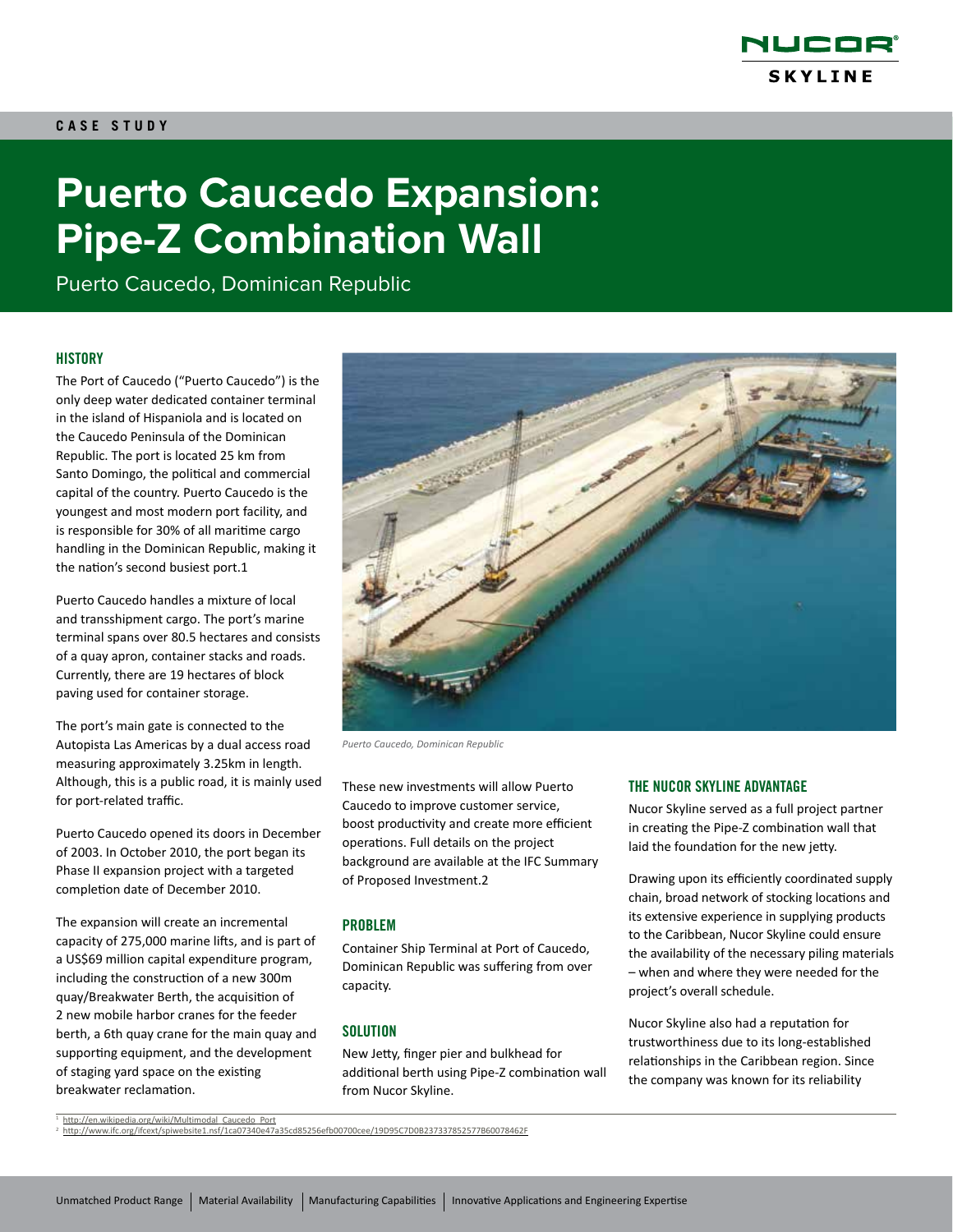CASE STUDY

# Puerto Caucedo Expansion: Pipe-Z Combination Wall

Puerto Caucedo, Dominican Republic

## HISTORY

The Port of Caucedo ("Puerto Caucedo") is the only deep water dedicated container terminal in the island of Hispaniola and is located on the Caucedo Peninsula of the Dominican Republic. The port is located 25 km from Santo Domingo, the political and commercial capital of the country. Puerto Caucedo is the youngest and most modern port facility, and is responsible for 30% of all maritime cargo handling in the Dominican Republic, making it the nation's second busiest port.1

Puerto Caucedo handles a mixture of local and transshipment cargo. The port's marine terminal spans over 80.5 hectares and consists of a quay apron, container stacks and roads. Currently, there are 19 hectares of block paving used for container storage.

The port's main gate is connected to the Autopista Las Americas by a dual access road measuring approximately 3.25km in length. Although, this is a public road, it is mainly used for port-related traffic.

Puerto Caucedo opened its doors in December of 2003. In October 2010, the port began its Phase II expansion project with a targeted completion date of December 2010.

The expansion will create an incremental capacity of 275,000 marine lifts, and is part of a US$69 million capital expenditure program, including the construction of a new 300m quay/Breakwater Berth, the acquisition of 2 new mobile harbor cranes for the feeder berth, a 6th quay crane for the main quay and supporting equipment, and the development of staging yard space on the existing breakwater reclamation.

*Puerto Caucedo, Dominican Republic*

These new investments will allow Puerto Caucedo to improve customer service, boost productivity and create more efficient operations. Full details on the project background are available at the IFC Summary of Proposed Investment.2

## PROBLEM

Container Ship Terminal at Port of Caucedo, Dominican Republic was suffering from over capacity.

## SOLUTION

New Jetty, finger pier and bulkhead for additional berth using Pipe-Z combination wall from Nucor Skyline.

## THE NUCOR SKYLINE ADVANTAGE

Nucor Skyline served as a full project partner in creating the Pipe-Z combination wall that laid the foundation for the new jetty.

Drawing upon its efficiently coordinated supply chain, broad network of stocking locations and its extensive experience in supplying products to the Caribbean, Nucor Skyline could ensure the availability of the necessary piling materials – when and where they were needed for the project's overall schedule.

Nucor Skyline also had a reputation for trustworthiness due to its long-established relationships in the Caribbean region. Since the company was known for its reliability

[1] http://en.wikipedia.org/wiki/Multimodal_Caucedo_Port

[2] http://www.ifc.org/ifcext/spiwebsite1.nsf/1ca07340e47a35cd85256efb00700cee/19D95C7D0B237337852577B60078462F

Unmatched Product Range | Material Availability | Manufacturing Capabilities | Innovative Applications and Engineering Expertise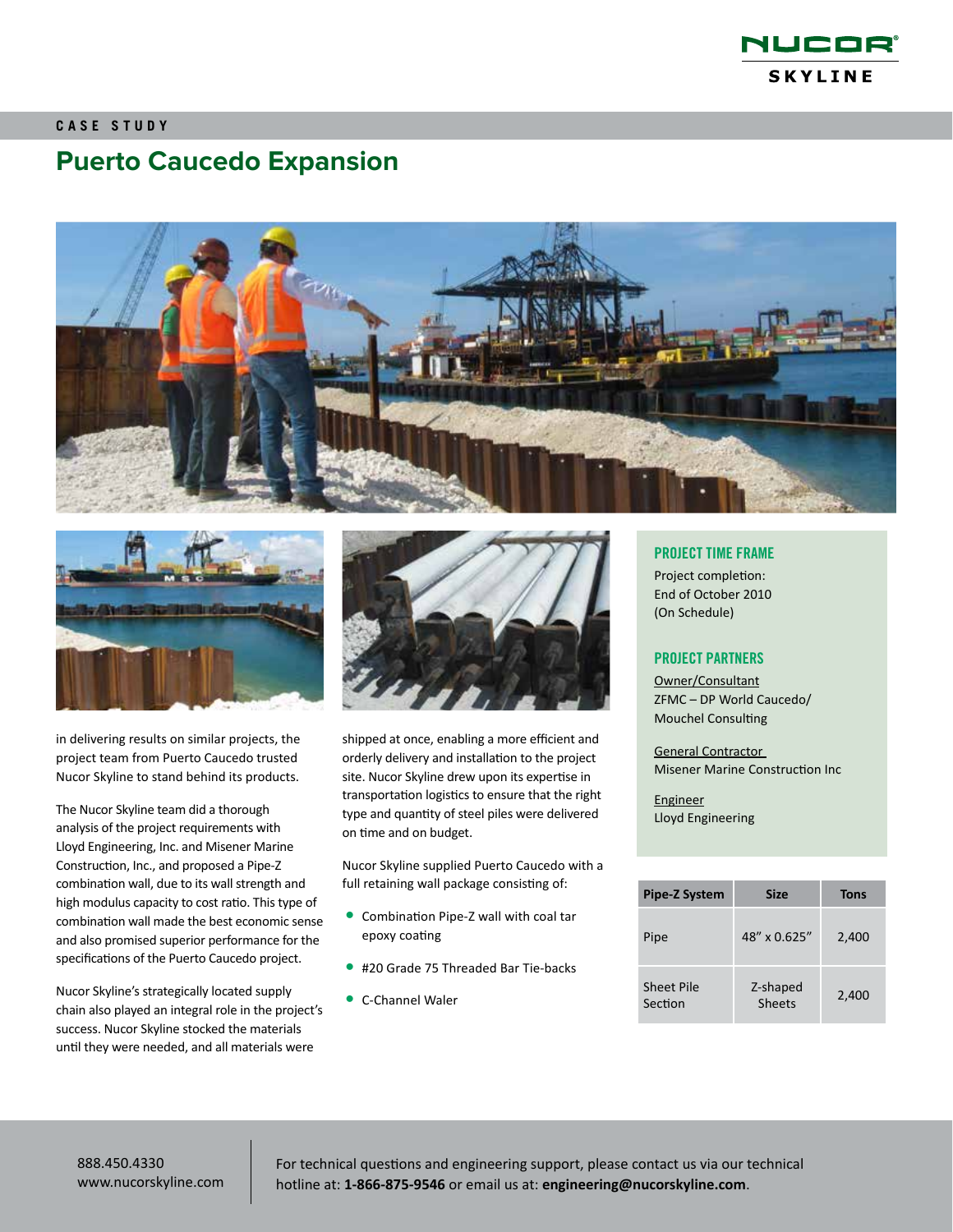CASE STUDY

# Puerto Caucedo Expansion

in delivering results on similar projects, the project team from Puerto Caucedo trusted Nucor Skyline to stand behind its products.

The Nucor Skyline team did a thorough analysis of the project requirements with Lloyd Engineering, Inc. and Misener Marine Construction, Inc., and proposed a Pipe-Z combination wall, due to its wall strength and high modulus capacity to cost ratio. This type of combination wall made the best economic sense and also promised superior performance for the specifications of the Puerto Caucedo project.

Nucor Skyline's strategically located supply chain also played an integral role in the project's success. Nucor Skyline stocked the materials until they were needed, and all materials were shipped at once, enabling a more efficient and orderly delivery and installation to the project site. Nucor Skyline drew upon its expertise in transportation logistics to ensure that the right type and quantity of steel piles were delivered on time and on budget.

Nucor Skyline supplied Puerto Caucedo with a full retaining wall package consisting of:

- Combination Pipe-Z wall with coal tar epoxy coating
- #20 Grade 75 Threaded Bar Tie-backs
- C-Channel Waler

## PROJECT TIME FRAME

Project completion:
End of October 2010
(On Schedule)

## PROJECT PARTNERS

Owner/Consultant
ZFMC – DP World Caucedo/ Mouchel Consulting

General Contractor
Misener Marine Construction Inc

Engineer
Lloyd Engineering

| Pipe-Z System | Size | Tons |
|---|---|---|
| Pipe | 48" x 0.625" | 2,400 |
| Sheet Pile Section | Z-shaped Sheets | 2,400 |

888.450.4330
www.nucorskyline.com

For technical questions and engineering support, please contact us via our technical hotline at: **1-866-875-9546** or email us at: **engineering@nucorskyline.com**.